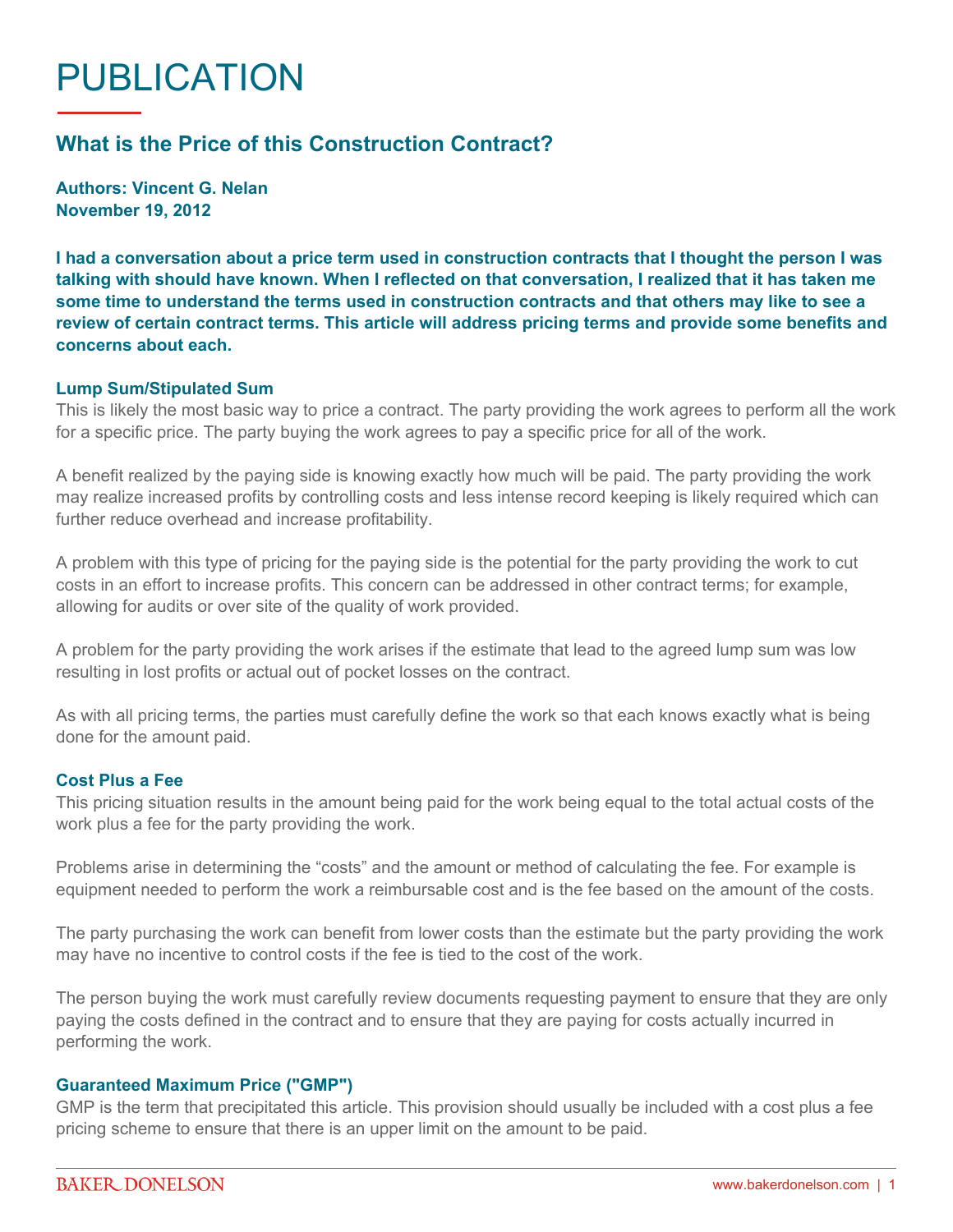# PUBLICATION

## What is the Price of this Construction Contract?

**Authors: Vincent G. Nelan**
**November 19, 2012**

**I had a conversation about a price term used in construction contracts that I thought the person I was talking with should have known. When I reflected on that conversation, I realized that it has taken me some time to understand the terms used in construction contracts and that others may like to see a review of certain contract terms. This article will address pricing terms and provide some benefits and concerns about each.**

### Lump Sum/Stipulated Sum

This is likely the most basic way to price a contract. The party providing the work agrees to perform all the work for a specific price. The party buying the work agrees to pay a specific price for all of the work.

A benefit realized by the paying side is knowing exactly how much will be paid. The party providing the work may realize increased profits by controlling costs and less intense record keeping is likely required which can further reduce overhead and increase profitability.

A problem with this type of pricing for the paying side is the potential for the party providing the work to cut costs in an effort to increase profits. This concern can be addressed in other contract terms; for example, allowing for audits or over site of the quality of work provided.

A problem for the party providing the work arises if the estimate that lead to the agreed lump sum was low resulting in lost profits or actual out of pocket losses on the contract.

As with all pricing terms, the parties must carefully define the work so that each knows exactly what is being done for the amount paid.

### Cost Plus a Fee

This pricing situation results in the amount being paid for the work being equal to the total actual costs of the work plus a fee for the party providing the work.

Problems arise in determining the "costs" and the amount or method of calculating the fee. For example is equipment needed to perform the work a reimbursable cost and is the fee based on the amount of the costs.

The party purchasing the work can benefit from lower costs than the estimate but the party providing the work may have no incentive to control costs if the fee is tied to the cost of the work.

The person buying the work must carefully review documents requesting payment to ensure that they are only paying the costs defined in the contract and to ensure that they are paying for costs actually incurred in performing the work.

### Guaranteed Maximum Price ("GMP")

GMP is the term that precipitated this article. This provision should usually be included with a cost plus a fee pricing scheme to ensure that there is an upper limit on the amount to be paid.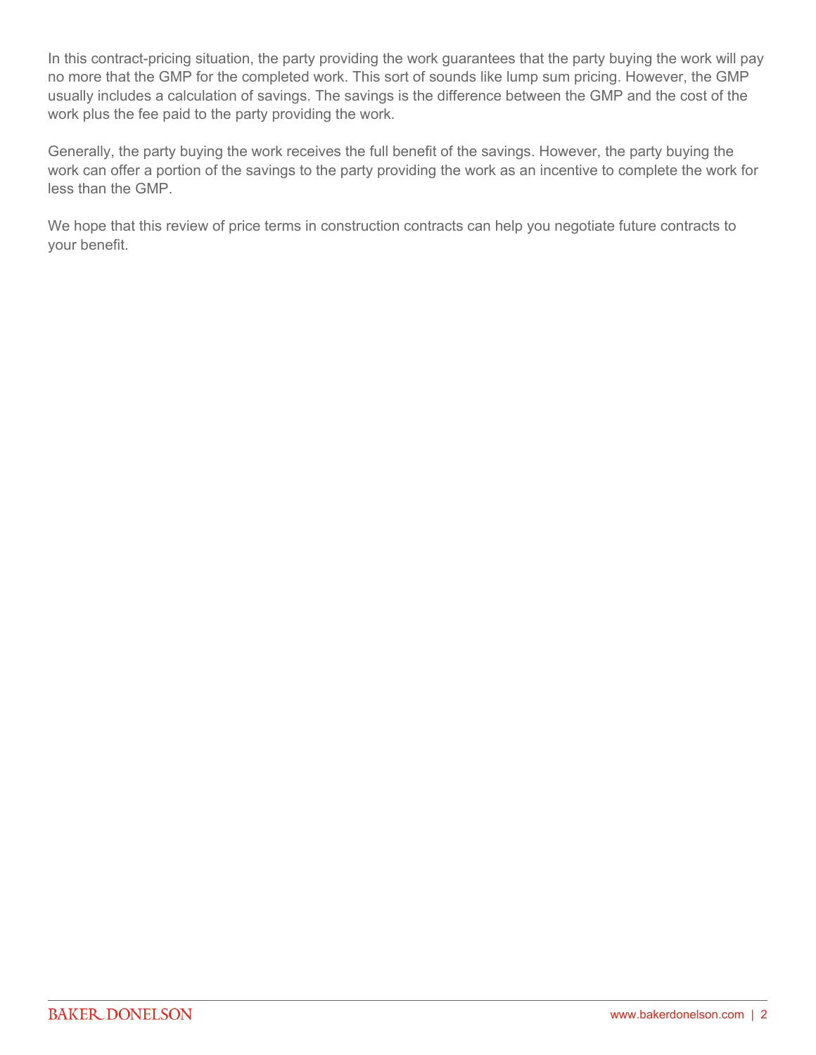In this contract-pricing situation, the party providing the work guarantees that the party buying the work will pay no more that the GMP for the completed work. This sort of sounds like lump sum pricing. However, the GMP usually includes a calculation of savings. The savings is the difference between the GMP and the cost of the work plus the fee paid to the party providing the work.

Generally, the party buying the work receives the full benefit of the savings. However, the party buying the work can offer a portion of the savings to the party providing the work as an incentive to complete the work for less than the GMP.

We hope that this review of price terms in construction contracts can help you negotiate future contracts to your benefit.